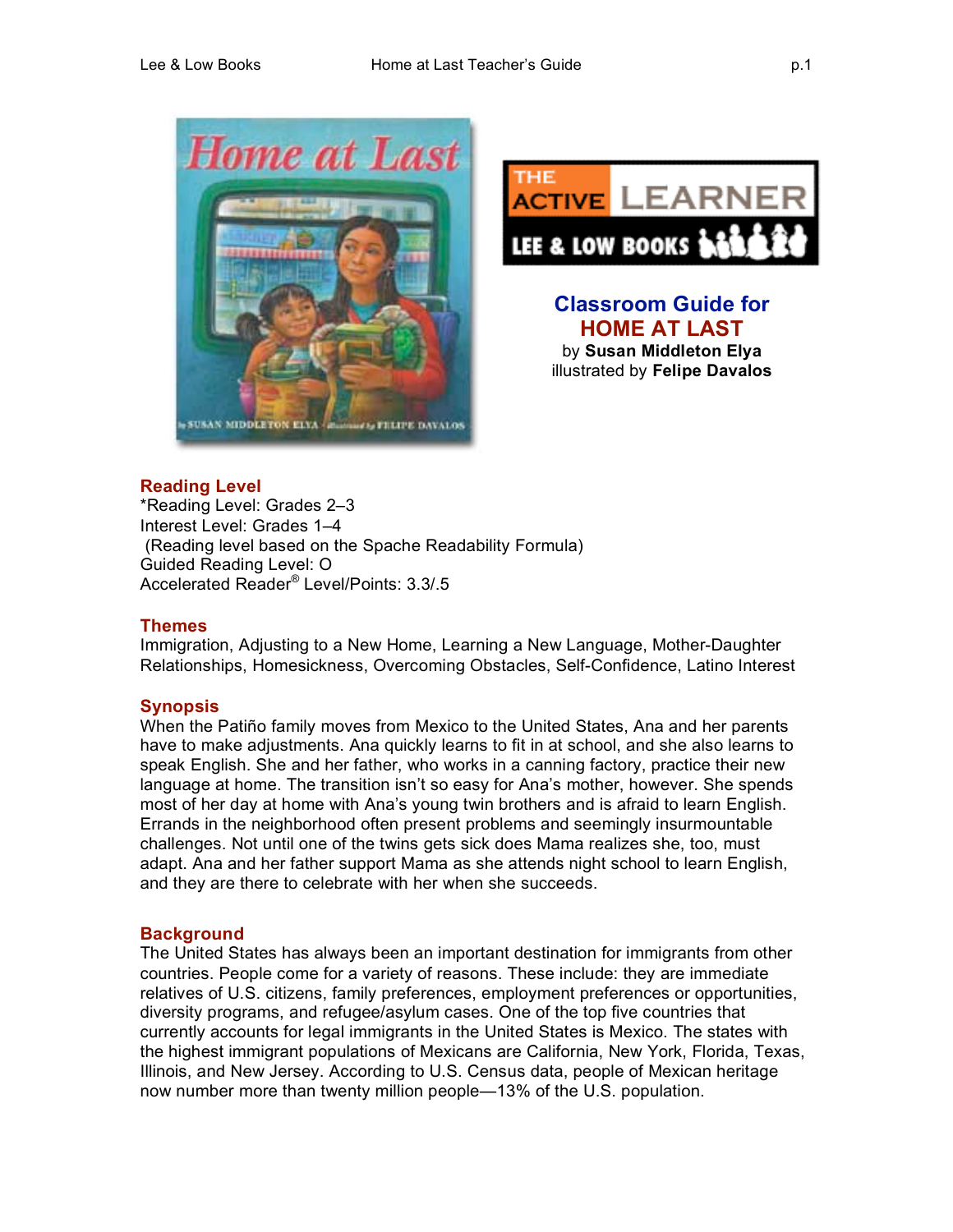# Classroom Guide for HOME AT LAST

by **Susan Middleton Elya**
illustrated by **Felipe Davalos**

## Reading Level

*Reading Level: Grades 2–3
Interest Level: Grades 1–4
(Reading level based on the Spache Readability Formula)
Guided Reading Level: O
Accelerated Reader® Level/Points: 3.3/.5

## Themes

Immigration, Adjusting to a New Home, Learning a New Language, Mother-Daughter Relationships, Homesickness, Overcoming Obstacles, Self-Confidence, Latino Interest

## Synopsis

When the Patiño family moves from Mexico to the United States, Ana and her parents have to make adjustments. Ana quickly learns to fit in at school, and she also learns to speak English. She and her father, who works in a canning factory, practice their new language at home. The transition isn't so easy for Ana's mother, however. She spends most of her day at home with Ana's young twin brothers and is afraid to learn English. Errands in the neighborhood often present problems and seemingly insurmountable challenges. Not until one of the twins gets sick does Mama realize she, too, must adapt. Ana and her father support Mama as she attends night school to learn English, and they are there to celebrate with her when she succeeds.

## Background

The United States has always been an important destination for immigrants from other countries. People come for a variety of reasons. These include: they are immediate relatives of U.S. citizens, family preferences, employment preferences or opportunities, diversity programs, and refugee/asylum cases. One of the top five countries that currently accounts for legal immigrants in the United States is Mexico. The states with the highest immigrant populations of Mexicans are California, New York, Florida, Texas, Illinois, and New Jersey. According to U.S. Census data, people of Mexican heritage now number more than twenty million people—13% of the U.S. population.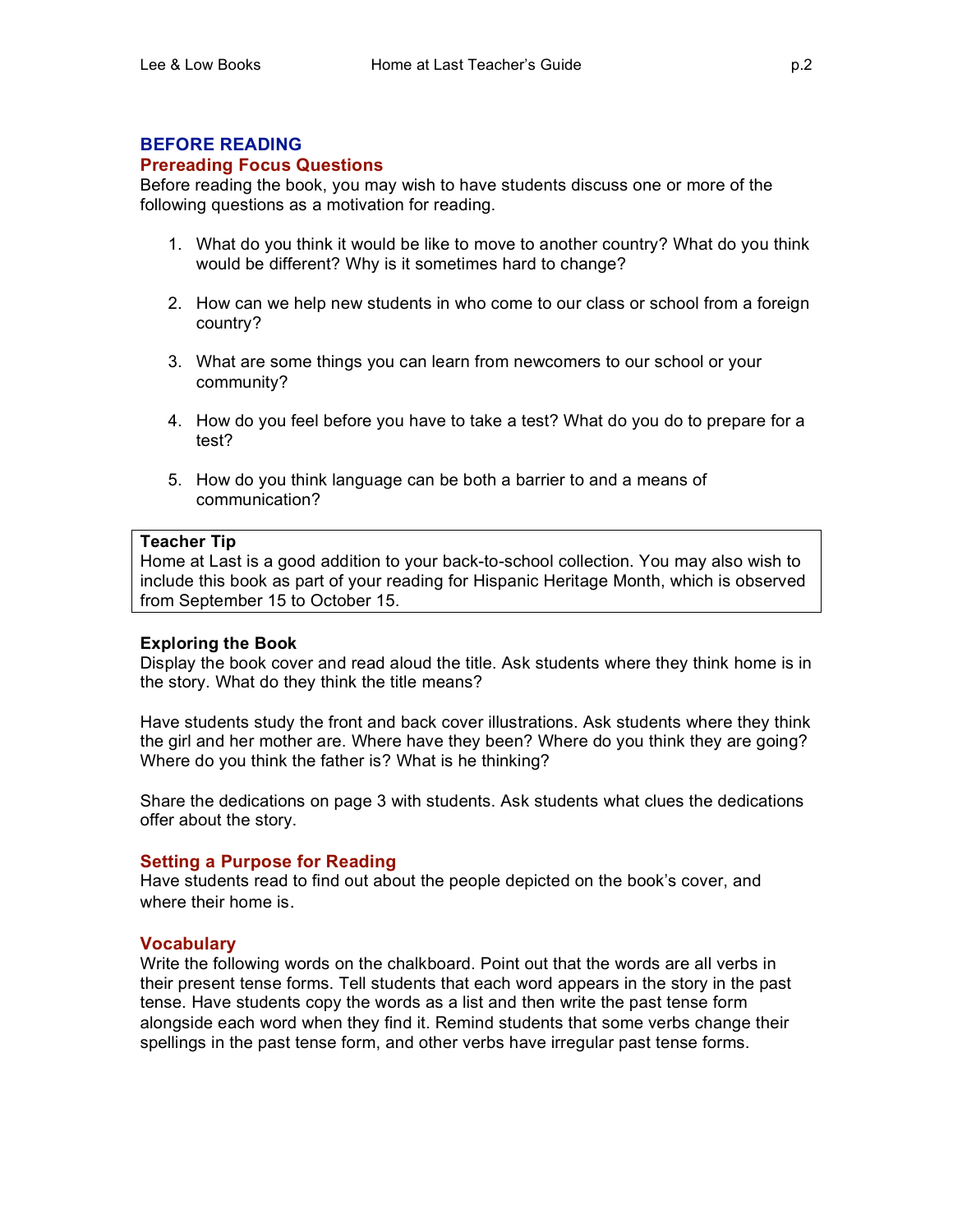## BEFORE READING

### Prereading Focus Questions

Before reading the book, you may wish to have students discuss one or more of the following questions as a motivation for reading.

1. What do you think it would be like to move to another country? What do you think would be different? Why is it sometimes hard to change?

2. How can we help new students in who come to our class or school from a foreign country?

3. What are some things you can learn from newcomers to our school or your community?

4. How do you feel before you have to take a test? What do you do to prepare for a test?

5. How do you think language can be both a barrier to and a means of communication?

> **Teacher Tip**
> Home at Last is a good addition to your back-to-school collection. You may also wish to include this book as part of your reading for Hispanic Heritage Month, which is observed from September 15 to October 15.

**Exploring the Book**

Display the book cover and read aloud the title. Ask students where they think home is in the story. What do they think the title means?

Have students study the front and back cover illustrations. Ask students where they think the girl and her mother are. Where have they been? Where do you think they are going? Where do you think the father is? What is he thinking?

Share the dedications on page 3 with students. Ask students what clues the dedications offer about the story.

### Setting a Purpose for Reading

Have students read to find out about the people depicted on the book's cover, and where their home is.

### Vocabulary

Write the following words on the chalkboard. Point out that the words are all verbs in their present tense forms. Tell students that each word appears in the story in the past tense. Have students copy the words as a list and then write the past tense form alongside each word when they find it. Remind students that some verbs change their spellings in the past tense form, and other verbs have irregular past tense forms.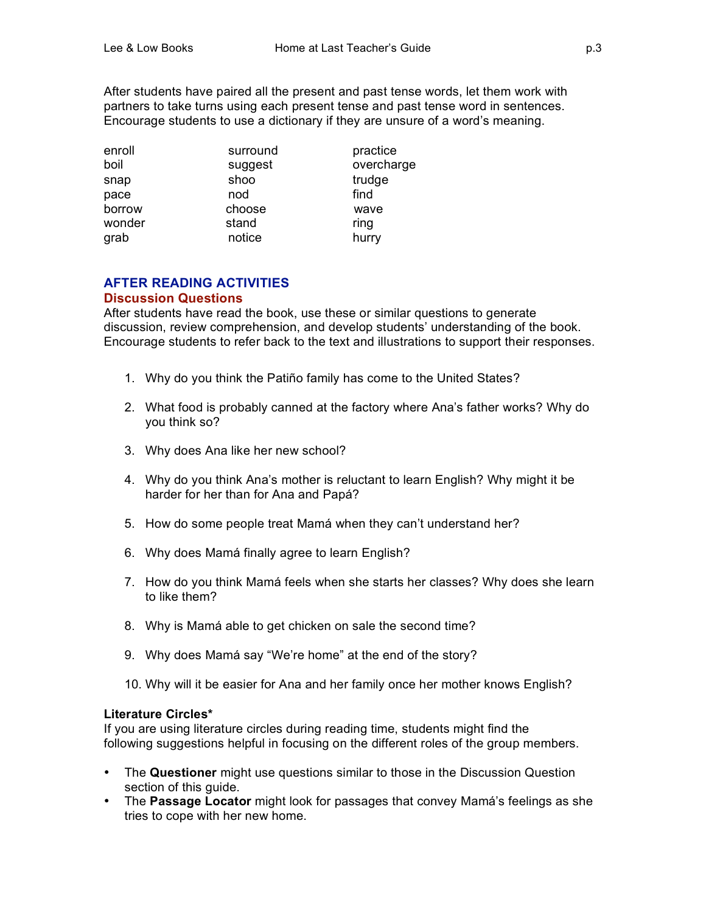After students have paired all the present and past tense words, let them work with partners to take turns using each present tense and past tense word in sentences. Encourage students to use a dictionary if they are unsure of a word's meaning.

| | | |
|---|---|---|
| enroll | surround | practice |
| boil | suggest | overcharge |
| snap | shoo | trudge |
| pace | nod | find |
| borrow | choose | wave |
| wonder | stand | ring |
| grab | notice | hurry |

## AFTER READING ACTIVITIES

### Discussion Questions

After students have read the book, use these or similar questions to generate discussion, review comprehension, and develop students' understanding of the book. Encourage students to refer back to the text and illustrations to support their responses.

1. Why do you think the Patiño family has come to the United States?
2. What food is probably canned at the factory where Ana's father works? Why do you think so?
3. Why does Ana like her new school?
4. Why do you think Ana's mother is reluctant to learn English? Why might it be harder for her than for Ana and Papá?
5. How do some people treat Mamá when they can't understand her?
6. Why does Mamá finally agree to learn English?
7. How do you think Mamá feels when she starts her classes? Why does she learn to like them?
8. Why is Mamá able to get chicken on sale the second time?
9. Why does Mamá say "We're home" at the end of the story?
10. Why will it be easier for Ana and her family once her mother knows English?

**Literature Circles***

If you are using literature circles during reading time, students might find the following suggestions helpful in focusing on the different roles of the group members.

- The **Questioner** might use questions similar to those in the Discussion Question section of this guide.
- The **Passage Locator** might look for passages that convey Mamá's feelings as she tries to cope with her new home.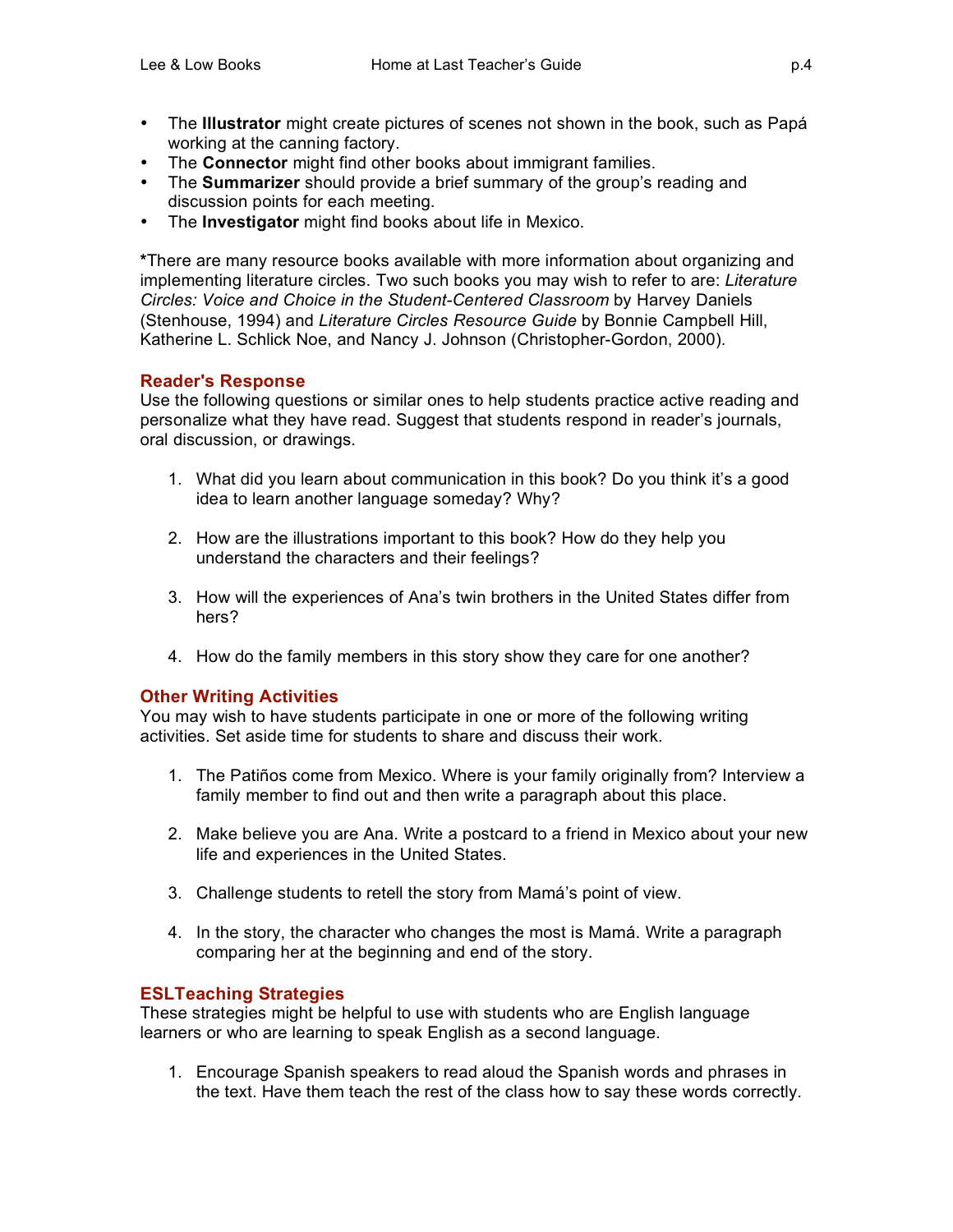- The **Illustrator** might create pictures of scenes not shown in the book, such as Papá working at the canning factory.
- The **Connector** might find other books about immigrant families.
- The **Summarizer** should provide a brief summary of the group's reading and discussion points for each meeting.
- The **Investigator** might find books about life in Mexico.

***There are many resource books available with more information about organizing and implementing literature circles. Two such books you may wish to refer to are: *Literature Circles: Voice and Choice in the Student-Centered Classroom* by Harvey Daniels (Stenhouse, 1994) and *Literature Circles Resource Guide* by Bonnie Campbell Hill, Katherine L. Schlick Noe, and Nancy J. Johnson (Christopher-Gordon, 2000).

## Reader's Response

Use the following questions or similar ones to help students practice active reading and personalize what they have read. Suggest that students respond in reader's journals, oral discussion, or drawings.

1. What did you learn about communication in this book? Do you think it's a good idea to learn another language someday? Why?

2. How are the illustrations important to this book? How do they help you understand the characters and their feelings?

3. How will the experiences of Ana's twin brothers in the United States differ from hers?

4. How do the family members in this story show they care for one another?

## Other Writing Activities

You may wish to have students participate in one or more of the following writing activities. Set aside time for students to share and discuss their work.

1. The Patiños come from Mexico. Where is your family originally from? Interview a family member to find out and then write a paragraph about this place.

2. Make believe you are Ana. Write a postcard to a friend in Mexico about your new life and experiences in the United States.

3. Challenge students to retell the story from Mamá's point of view.

4. In the story, the character who changes the most is Mamá. Write a paragraph comparing her at the beginning and end of the story.

## ESLTeaching Strategies

These strategies might be helpful to use with students who are English language learners or who are learning to speak English as a second language.

1. Encourage Spanish speakers to read aloud the Spanish words and phrases in the text. Have them teach the rest of the class how to say these words correctly.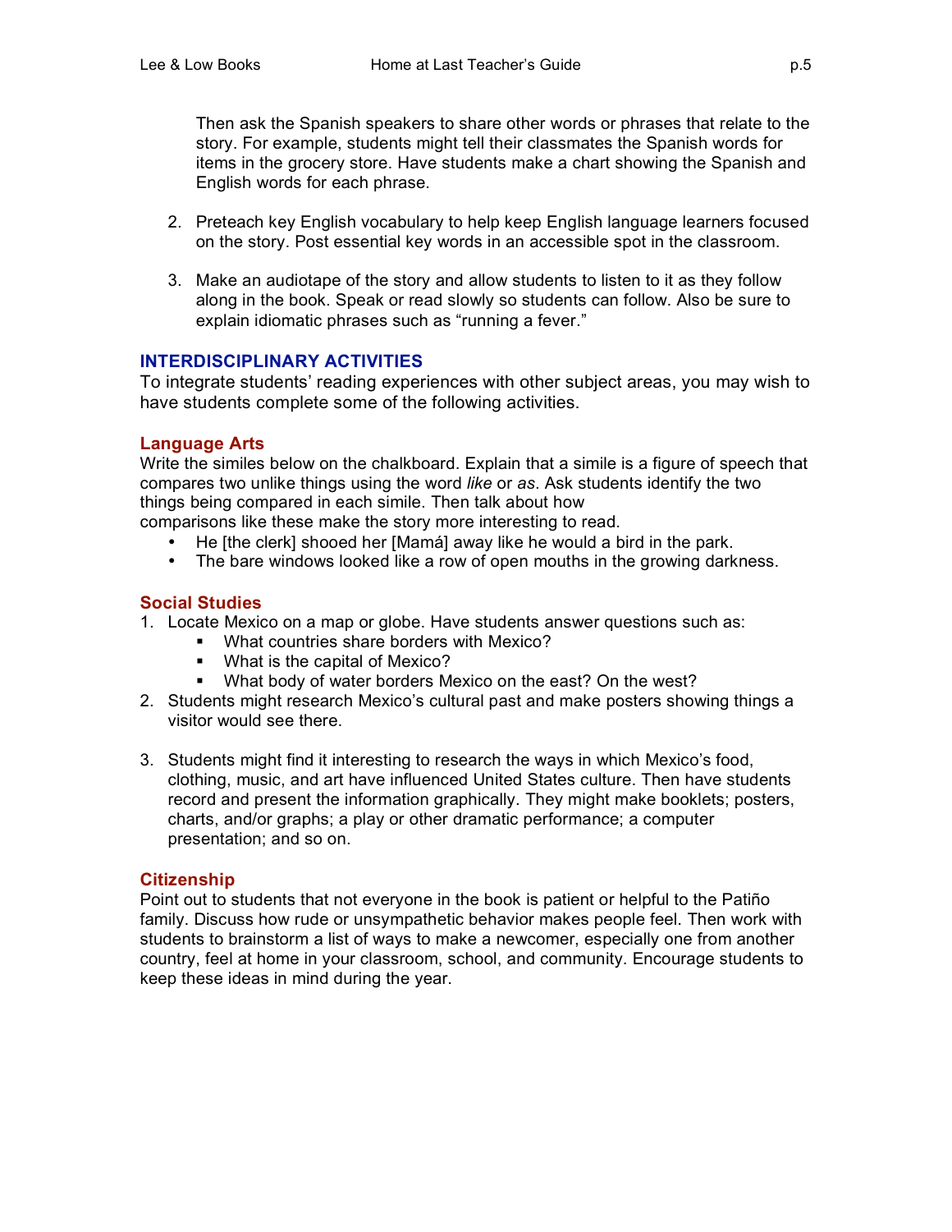Then ask the Spanish speakers to share other words or phrases that relate to the story. For example, students might tell their classmates the Spanish words for items in the grocery store. Have students make a chart showing the Spanish and English words for each phrase.

2. Preteach key English vocabulary to help keep English language learners focused on the story. Post essential key words in an accessible spot in the classroom.

3. Make an audiotape of the story and allow students to listen to it as they follow along in the book. Speak or read slowly so students can follow. Also be sure to explain idiomatic phrases such as “running a fever.”

## INTERDISCIPLINARY ACTIVITIES

To integrate students’ reading experiences with other subject areas, you may wish to have students complete some of the following activities.

### Language Arts

Write the similes below on the chalkboard. Explain that a simile is a figure of speech that compares two unlike things using the word *like* or *as*. Ask students identify the two things being compared in each simile. Then talk about how comparisons like these make the story more interesting to read.

- He [the clerk] shooed her [Mamá] away like he would a bird in the park.
- The bare windows looked like a row of open mouths in the growing darkness.

### Social Studies

1. Locate Mexico on a map or globe. Have students answer questions such as:
   - What countries share borders with Mexico?
   - What is the capital of Mexico?
   - What body of water borders Mexico on the east? On the west?
2. Students might research Mexico’s cultural past and make posters showing things a visitor would see there.

3. Students might find it interesting to research the ways in which Mexico’s food, clothing, music, and art have influenced United States culture. Then have students record and present the information graphically. They might make booklets; posters, charts, and/or graphs; a play or other dramatic performance; a computer presentation; and so on.

### Citizenship

Point out to students that not everyone in the book is patient or helpful to the Patiño family. Discuss how rude or unsympathetic behavior makes people feel. Then work with students to brainstorm a list of ways to make a newcomer, especially one from another country, feel at home in your classroom, school, and community. Encourage students to keep these ideas in mind during the year.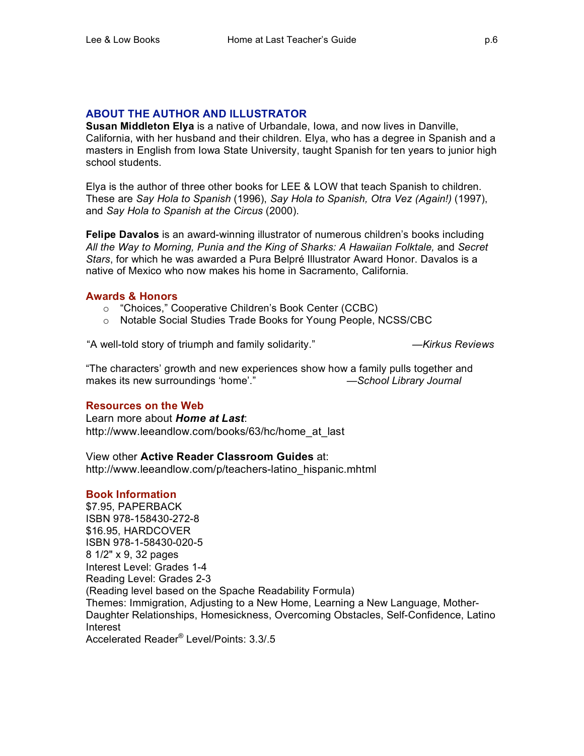## ABOUT THE AUTHOR AND ILLUSTRATOR

**Susan Middleton Elya** is a native of Urbandale, Iowa, and now lives in Danville, California, with her husband and their children. Elya, who has a degree in Spanish and a masters in English from Iowa State University, taught Spanish for ten years to junior high school students.

Elya is the author of three other books for LEE & LOW that teach Spanish to children. These are *Say Hola to Spanish* (1996), *Say Hola to Spanish, Otra Vez (Again!)* (1997), and *Say Hola to Spanish at the Circus* (2000).

**Felipe Davalos** is an award-winning illustrator of numerous children's books including *All the Way to Morning, Punia and the King of Sharks: A Hawaiian Folktale,* and *Secret Stars*, for which he was awarded a Pura Belpré Illustrator Award Honor. Davalos is a native of Mexico who now makes his home in Sacramento, California.

### Awards & Honors

- "Choices," Cooperative Children's Book Center (CCBC)
- Notable Social Studies Trade Books for Young People, NCSS/CBC

"A well-told story of triumph and family solidarity." —*Kirkus Reviews*

"The characters' growth and new experiences show how a family pulls together and makes its new surroundings 'home'." —*School Library Journal*

### Resources on the Web

Learn more about ***Home at Last***:
http://www.leeandlow.com/books/63/hc/home_at_last

View other **Active Reader Classroom Guides** at:
http://www.leeandlow.com/p/teachers-latino_hispanic.mhtml

### Book Information

$7.95, PAPERBACK
ISBN 978-158430-272-8
$16.95, HARDCOVER
ISBN 978-1-58430-020-5
8 1/2" x 9, 32 pages
Interest Level: Grades 1-4
Reading Level: Grades 2-3
(Reading level based on the Spache Readability Formula)
Themes: Immigration, Adjusting to a New Home, Learning a New Language, Mother-Daughter Relationships, Homesickness, Overcoming Obstacles, Self-Confidence, Latino Interest
Accelerated Reader® Level/Points: 3.3/.5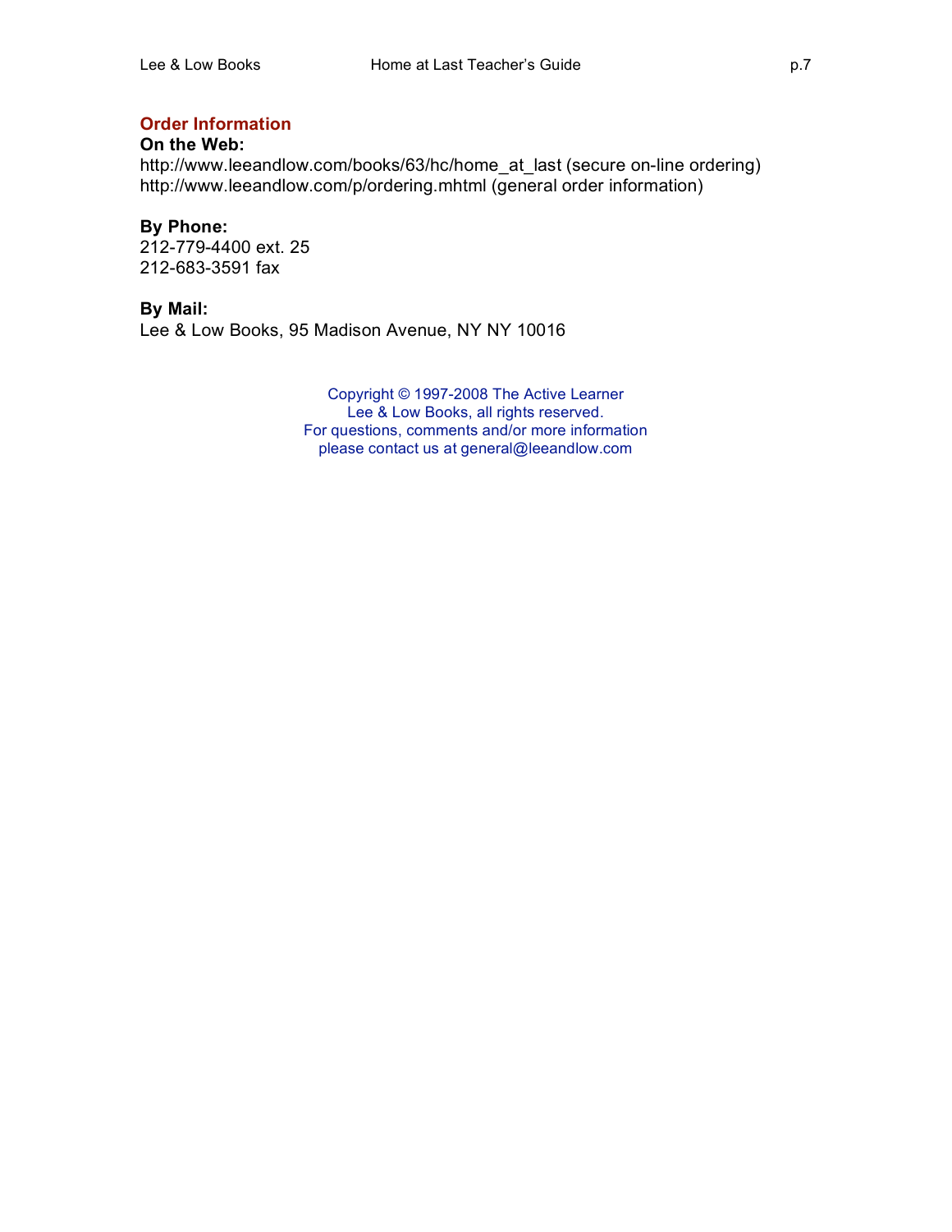## Order Information

**On the Web:**
http://www.leeandlow.com/books/63/hc/home_at_last (secure on-line ordering)
http://www.leeandlow.com/p/ordering.mhtml (general order information)

**By Phone:**
212-779-4400 ext. 25
212-683-3591 fax

**By Mail:**
Lee & Low Books, 95 Madison Avenue, NY NY 10016

Copyright © 1997-2008 The Active Learner
Lee & Low Books, all rights reserved.
For questions, comments and/or more information
please contact us at general@leeandlow.com